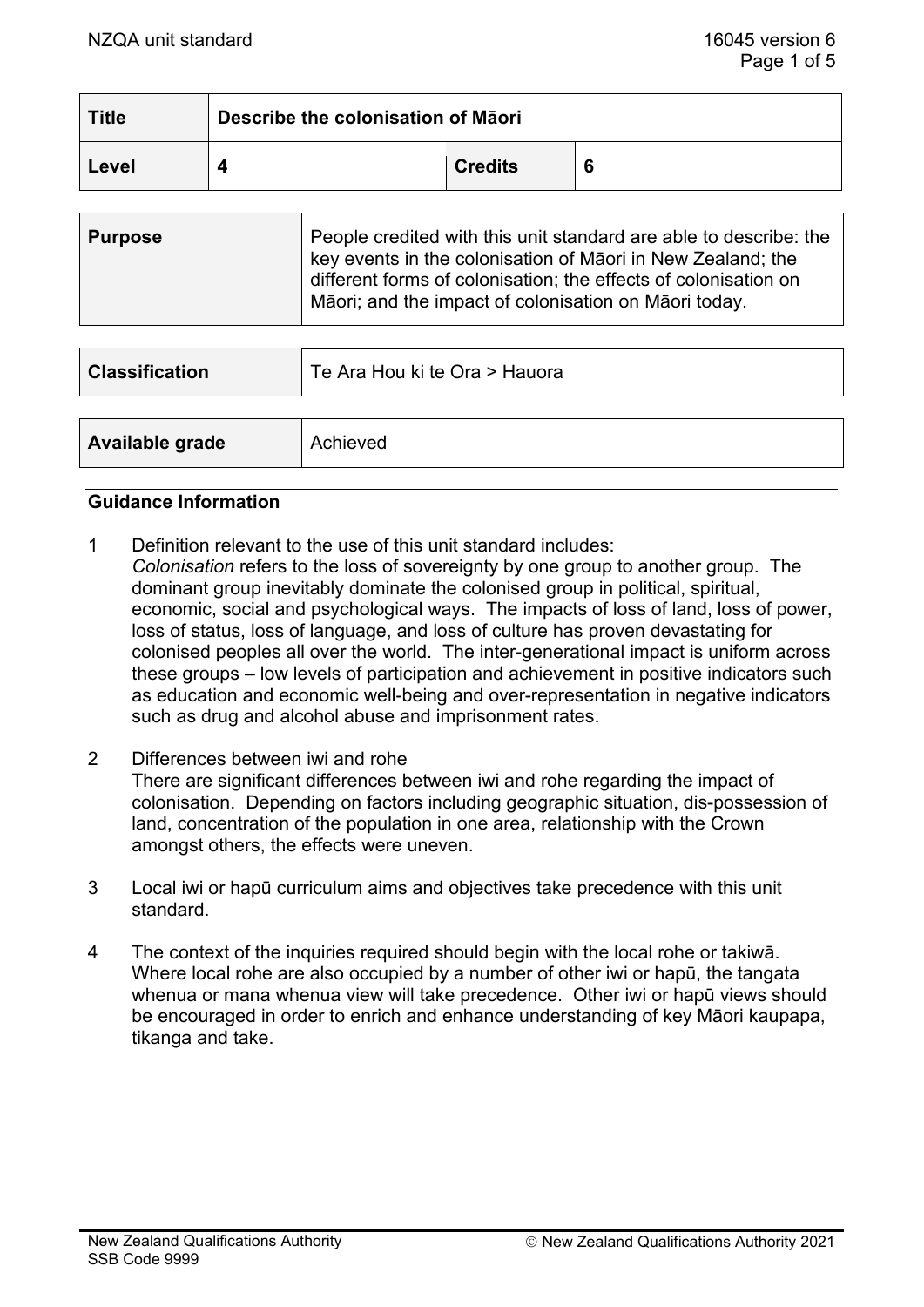| Title | Describe the colonisation of Māori | | |
|---|---|---|---|
| Level | 4 | Credits | 6 |

| Purpose | People credited with this unit standard are able to describe: the key events in the colonisation of Māori in New Zealand; the different forms of colonisation; the effects of colonisation on Māori; and the impact of colonisation on Māori today. |
|---|---|

| Classification | Te Ara Hou ki te Ora > Hauora |
|---|---|

| Available grade | Achieved |
|---|---|

## Guidance Information

1 Definition relevant to the use of this unit standard includes:
*Colonisation* refers to the loss of sovereignty by one group to another group. The dominant group inevitably dominate the colonised group in political, spiritual, economic, social and psychological ways. The impacts of loss of land, loss of power, loss of status, loss of language, and loss of culture has proven devastating for colonised peoples all over the world. The inter-generational impact is uniform across these groups – low levels of participation and achievement in positive indicators such as education and economic well-being and over-representation in negative indicators such as drug and alcohol abuse and imprisonment rates.

2 Differences between iwi and rohe
There are significant differences between iwi and rohe regarding the impact of colonisation. Depending on factors including geographic situation, dis-possession of land, concentration of the population in one area, relationship with the Crown amongst others, the effects were uneven.

3 Local iwi or hapū curriculum aims and objectives take precedence with this unit standard.

4 The context of the inquiries required should begin with the local rohe or takiwā. Where local rohe are also occupied by a number of other iwi or hapū, the tangata whenua or mana whenua view will take precedence. Other iwi or hapū views should be encouraged in order to enrich and enhance understanding of key Māori kaupapa, tikanga and take.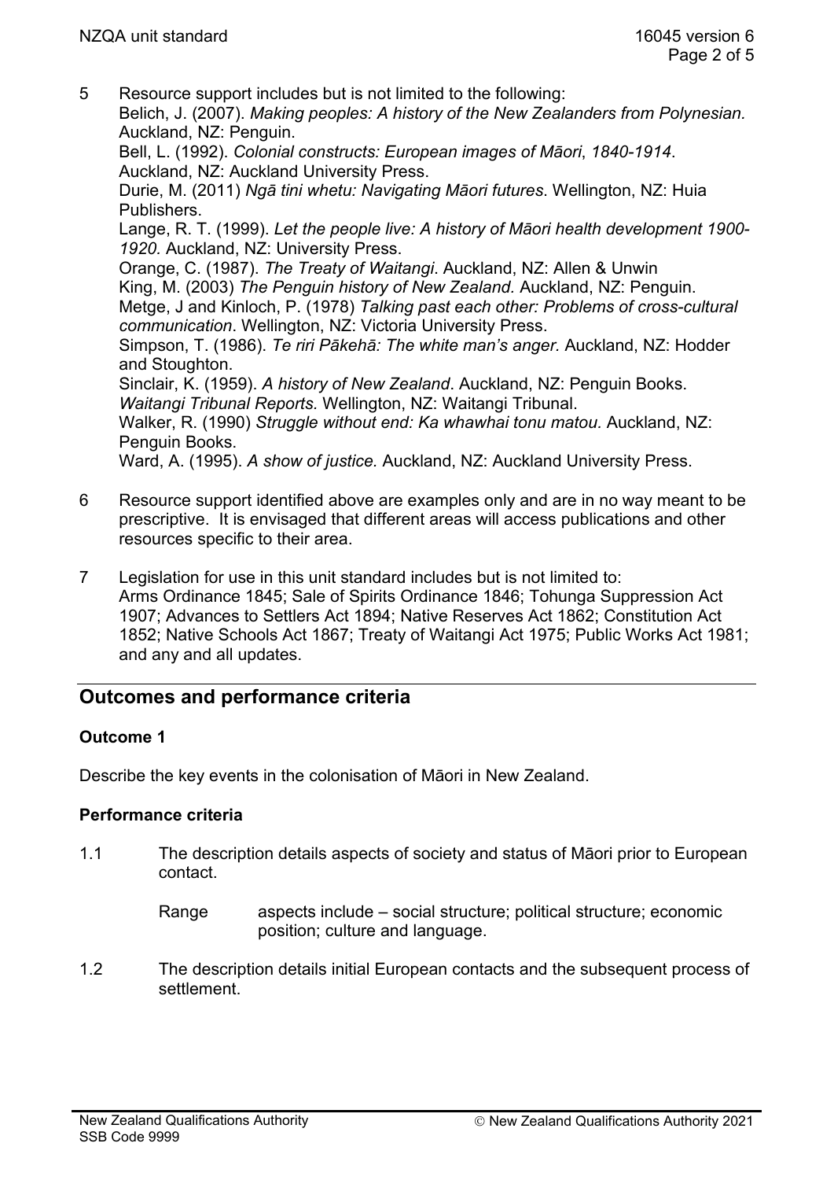5 Resource support includes but is not limited to the following:
Belich, J. (2007). *Making peoples: A history of the New Zealanders from Polynesian.* Auckland, NZ: Penguin.
Bell, L. (1992). *Colonial constructs: European images of Māori, 1840-1914*. Auckland, NZ: Auckland University Press.
Durie, M. (2011) *Ngā tini whetu: Navigating Māori futures*. Wellington, NZ: Huia Publishers.
Lange, R. T. (1999). *Let the people live: A history of Māori health development 1900-1920.* Auckland, NZ: University Press.
Orange, C. (1987). *The Treaty of Waitangi*. Auckland, NZ: Allen & Unwin
King, M. (2003) *The Penguin history of New Zealand.* Auckland, NZ: Penguin.
Metge, J and Kinloch, P. (1978) *Talking past each other: Problems of cross-cultural communication*. Wellington, NZ: Victoria University Press.
Simpson, T. (1986). *Te riri Pākehā: The white man's anger*. Auckland, NZ: Hodder and Stoughton.
Sinclair, K. (1959). *A history of New Zealand*. Auckland, NZ: Penguin Books.
*Waitangi Tribunal Reports.* Wellington, NZ: Waitangi Tribunal.
Walker, R. (1990) *Struggle without end: Ka whawhai tonu matou.* Auckland, NZ: Penguin Books.
Ward, A. (1995). *A show of justice.* Auckland, NZ: Auckland University Press.

6 Resource support identified above are examples only and are in no way meant to be prescriptive. It is envisaged that different areas will access publications and other resources specific to their area.

7 Legislation for use in this unit standard includes but is not limited to:
Arms Ordinance 1845; Sale of Spirits Ordinance 1846; Tohunga Suppression Act 1907; Advances to Settlers Act 1894; Native Reserves Act 1862; Constitution Act 1852; Native Schools Act 1867; Treaty of Waitangi Act 1975; Public Works Act 1981; and any and all updates.

## Outcomes and performance criteria

### Outcome 1

Describe the key events in the colonisation of Māori in New Zealand.

### Performance criteria

1.1 The description details aspects of society and status of Māori prior to European contact.

Range aspects include – social structure; political structure; economic position; culture and language.

1.2 The description details initial European contacts and the subsequent process of settlement.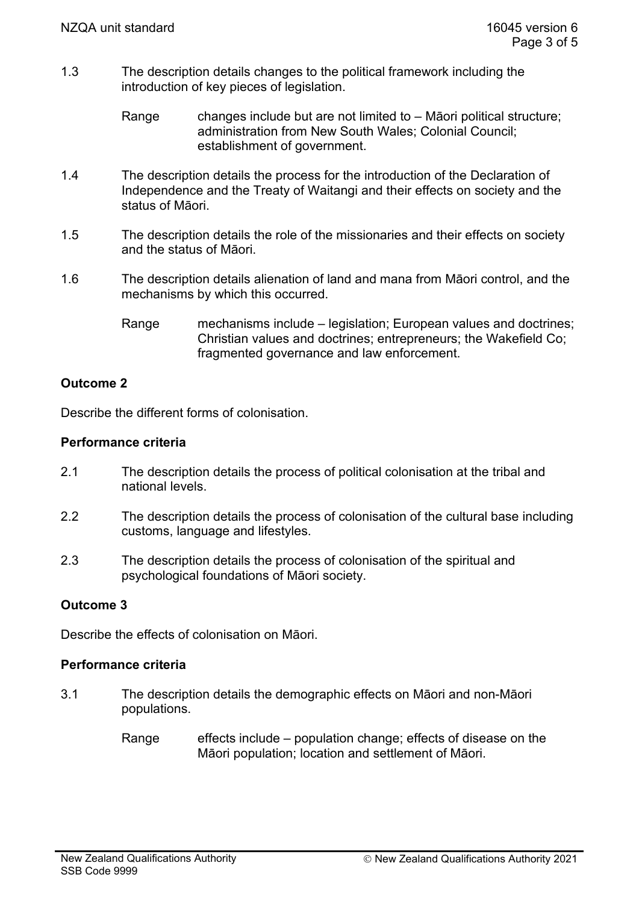1.3 The description details changes to the political framework including the introduction of key pieces of legislation.

Range changes include but are not limited to – Māori political structure; administration from New South Wales; Colonial Council; establishment of government.

1.4 The description details the process for the introduction of the Declaration of Independence and the Treaty of Waitangi and their effects on society and the status of Māori.

1.5 The description details the role of the missionaries and their effects on society and the status of Māori.

1.6 The description details alienation of land and mana from Māori control, and the mechanisms by which this occurred.

Range mechanisms include – legislation; European values and doctrines; Christian values and doctrines; entrepreneurs; the Wakefield Co; fragmented governance and law enforcement.

**Outcome 2**

Describe the different forms of colonisation.

**Performance criteria**

2.1 The description details the process of political colonisation at the tribal and national levels.

2.2 The description details the process of colonisation of the cultural base including customs, language and lifestyles.

2.3 The description details the process of colonisation of the spiritual and psychological foundations of Māori society.

**Outcome 3**

Describe the effects of colonisation on Māori.

**Performance criteria**

3.1 The description details the demographic effects on Māori and non-Māori populations.

Range effects include – population change; effects of disease on the Māori population; location and settlement of Māori.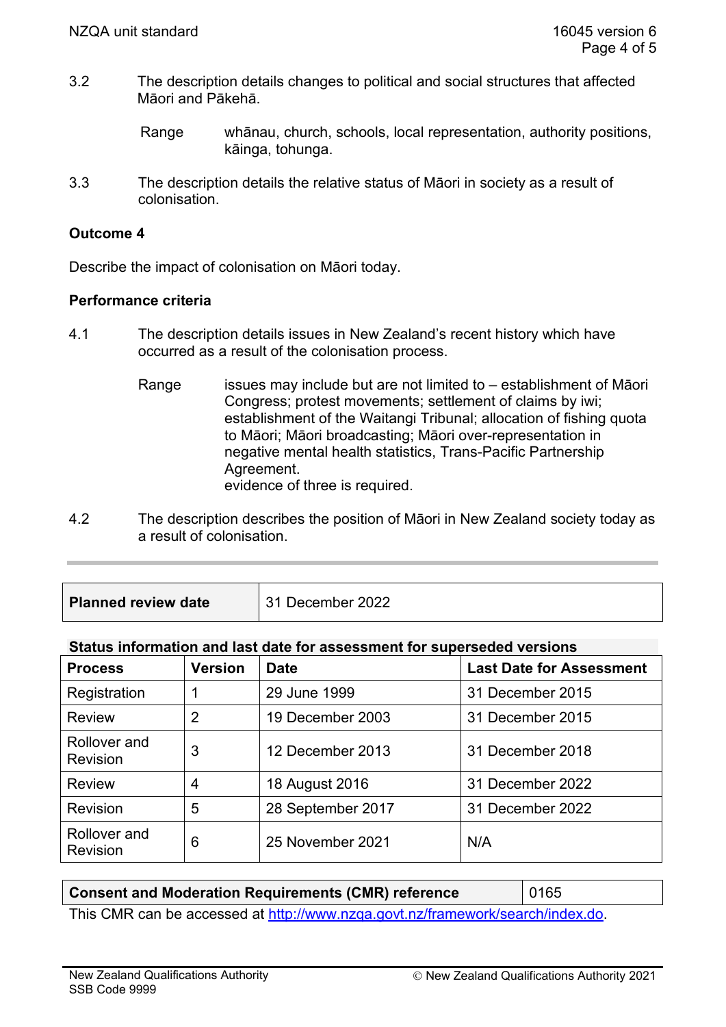3.2 The description details changes to political and social structures that affected Māori and Pākehā.

Range: whānau, church, schools, local representation, authority positions, kāinga, tohunga.

3.3 The description details the relative status of Māori in society as a result of colonisation.

**Outcome 4**

Describe the impact of colonisation on Māori today.

**Performance criteria**

4.1 The description details issues in New Zealand's recent history which have occurred as a result of the colonisation process.

Range: issues may include but are not limited to – establishment of Māori Congress; protest movements; settlement of claims by iwi; establishment of the Waitangi Tribunal; allocation of fishing quota to Māori; Māori broadcasting; Māori over-representation in negative mental health statistics, Trans-Pacific Partnership Agreement.
evidence of three is required.

4.2 The description describes the position of Māori in New Zealand society today as a result of colonisation.

| Planned review date | 31 December 2022 |
|---|---|

**Status information and last date for assessment for superseded versions**

| Process | Version | Date | Last Date for Assessment |
|---|---|---|---|
| Registration | 1 | 29 June 1999 | 31 December 2015 |
| Review | 2 | 19 December 2003 | 31 December 2015 |
| Rollover and Revision | 3 | 12 December 2013 | 31 December 2018 |
| Review | 4 | 18 August 2016 | 31 December 2022 |
| Revision | 5 | 28 September 2017 | 31 December 2022 |
| Rollover and Revision | 6 | 25 November 2021 | N/A |

| Consent and Moderation Requirements (CMR) reference | 0165 |
|---|---|

This CMR can be accessed at http://www.nzqa.govt.nz/framework/search/index.do.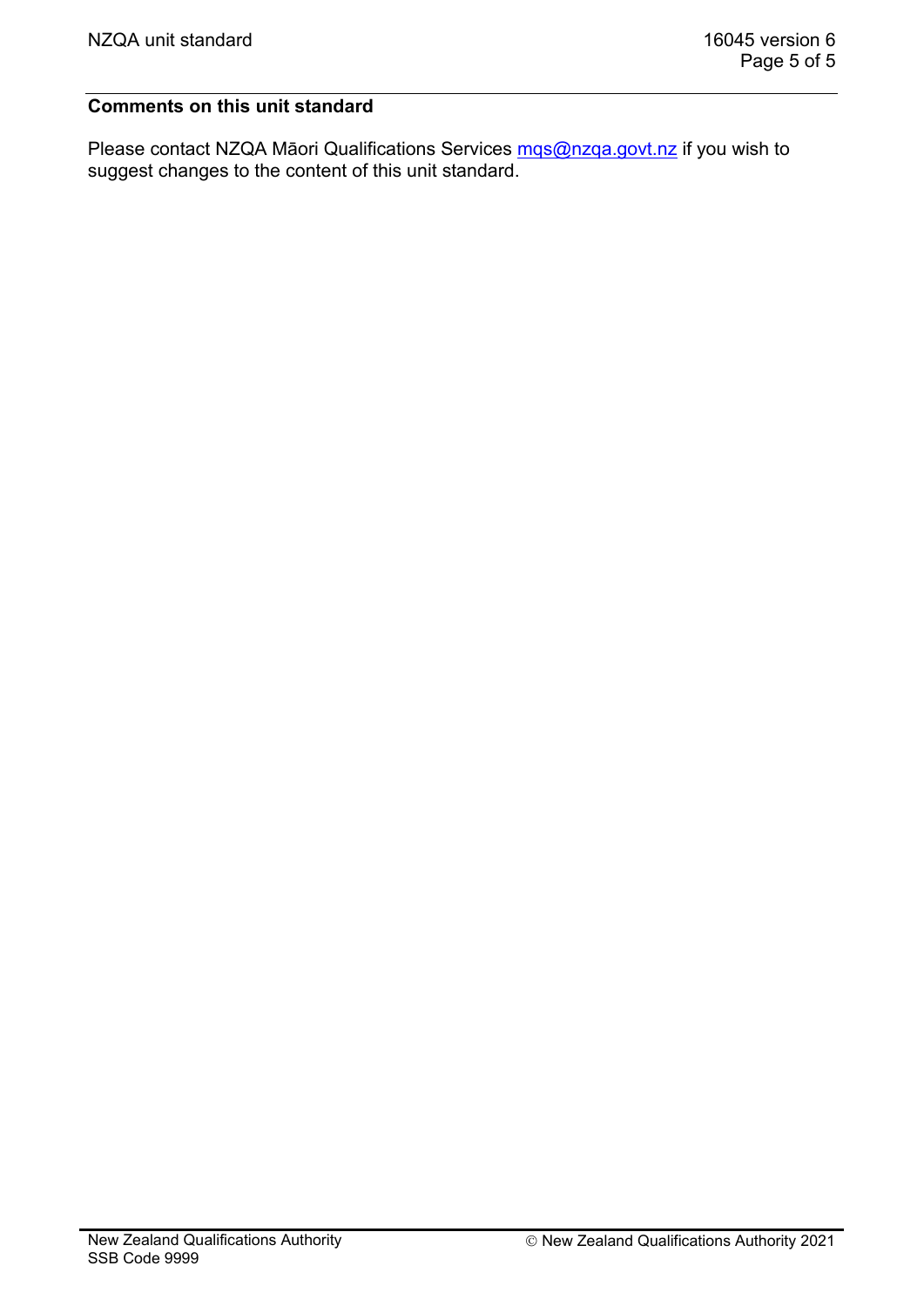**Comments on this unit standard**

Please contact NZQA Māori Qualifications Services mqs@nzqa.govt.nz if you wish to suggest changes to the content of this unit standard.